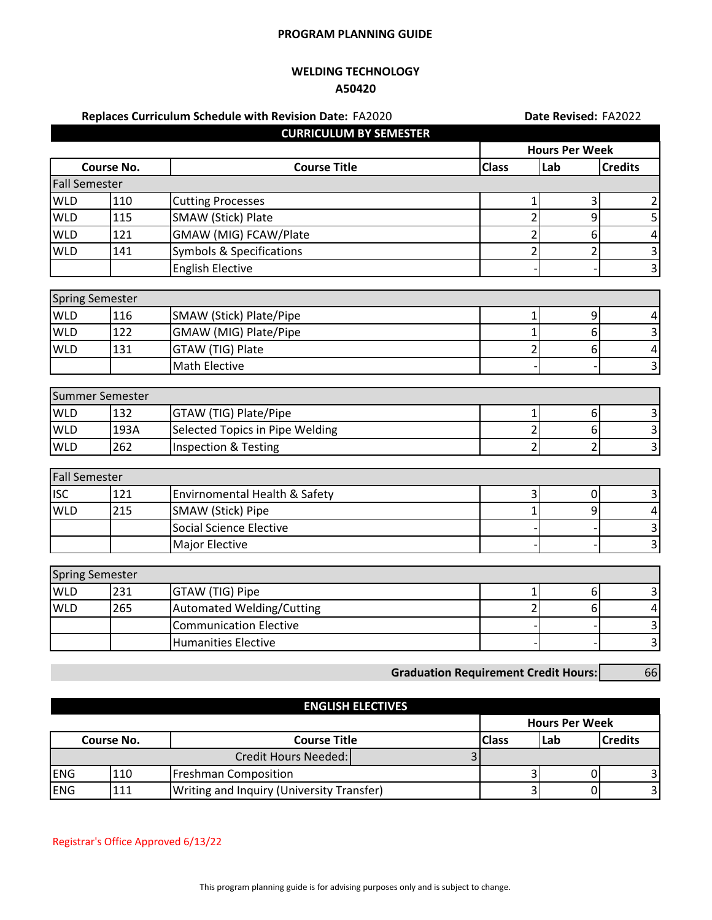# PROGRAM PLANNING GUIDE

## WELDING TECHNOLOGY

## A50420

**Replaces Curriculum Schedule with Revision Date:** FA2020 **Date Revised:** FA2022

### CURRICULUM BY SEMESTER

| Course No. | | Course Title | Hours Per Week Class | Lab | Credits |
|---|---|---|---|---|---|
| **Fall Semester** | | | | | |
| WLD | 110 | Cutting Processes | 1 | 3 | 2 |
| WLD | 115 | SMAW (Stick) Plate | 2 | 9 | 5 |
| WLD | 121 | GMAW (MIG) FCAW/Plate | 2 | 6 | 4 |
| WLD | 141 | Symbols & Specifications | 2 | 2 | 3 |
| | | English Elective | - | - | 3 |
| **Spring Semester** | | | | | |
| WLD | 116 | SMAW (Stick) Plate/Pipe | 1 | 9 | 4 |
| WLD | 122 | GMAW (MIG) Plate/Pipe | 1 | 6 | 3 |
| WLD | 131 | GTAW (TIG) Plate | 2 | 6 | 4 |
| | | Math Elective | - | - | 3 |
| **Summer Semester** | | | | | |
| WLD | 132 | GTAW (TIG) Plate/Pipe | 1 | 6 | 3 |
| WLD | 193A | Selected Topics in Pipe Welding | 2 | 6 | 3 |
| WLD | 262 | Inspection & Testing | 2 | 2 | 3 |
| **Fall Semester** | | | | | |
| ISC | 121 | Envirnomental Health & Safety | 3 | 0 | 3 |
| WLD | 215 | SMAW (Stick) Pipe | 1 | 9 | 4 |
| | | Social Science Elective | - | - | 3 |
| | | Major Elective | - | - | 3 |
| **Spring Semester** | | | | | |
| WLD | 231 | GTAW (TIG) Pipe | 1 | 6 | 3 |
| WLD | 265 | Automated Welding/Cutting | 2 | 6 | 4 |
| | | Communication Elective | - | - | 3 |
| | | Humanities Elective | - | - | 3 |

**Graduation Requirement Credit Hours:** 66

### ENGLISH ELECTIVES

| Course No. | | Course Title | Hours Per Week Class | Lab | Credits |
|---|---|---|---|---|---|
| | | Credit Hours Needed: 3 | | | |
| ENG | 110 | Freshman Composition | 3 | 0 | 3 |
| ENG | 111 | Writing and Inquiry (University Transfer) | 3 | 0 | 3 |

Registrar's Office Approved 6/13/22

This program planning guide is for advising purposes only and is subject to change.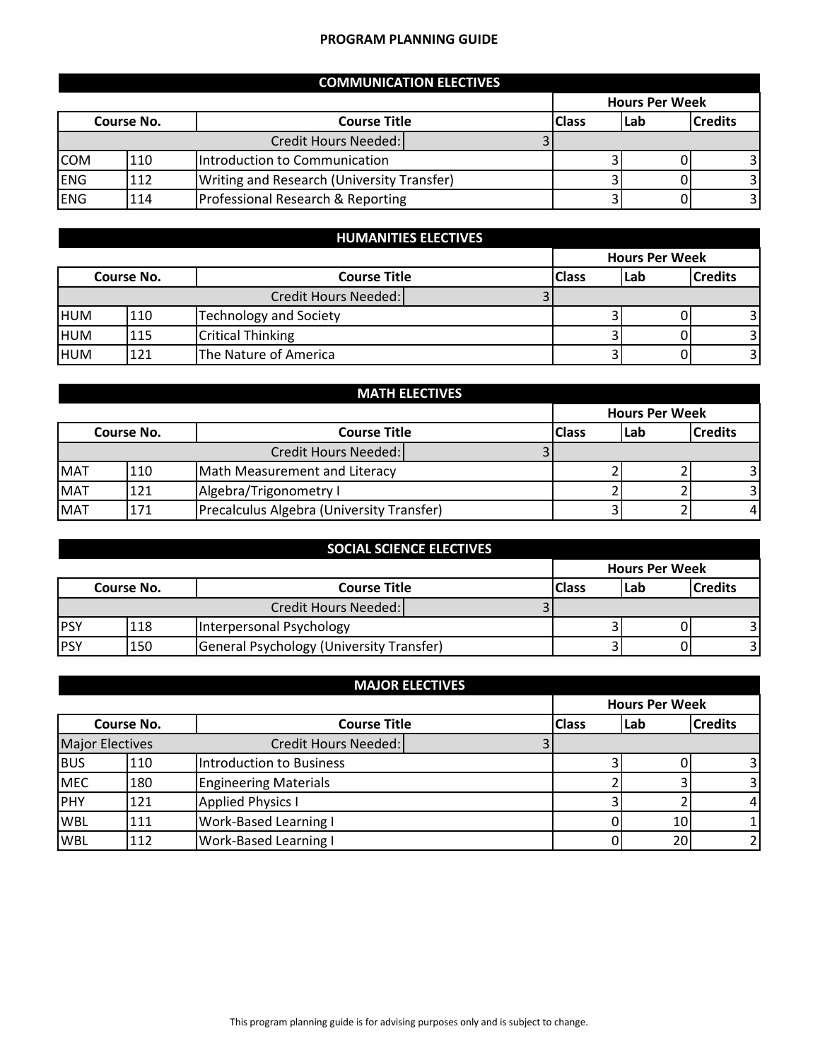# PROGRAM PLANNING GUIDE

## COMMUNICATION ELECTIVES

| Course No. | | Course Title | Hours Per Week | | |
|---|---|---|---|---|---|
| | | | Class | Lab | Credits |
| | | Credit Hours Needed: 3 | | | |
| COM | 110 | Introduction to Communication | 3 | 0 | 3 |
| ENG | 112 | Writing and Research (University Transfer) | 3 | 0 | 3 |
| ENG | 114 | Professional Research & Reporting | 3 | 0 | 3 |

## HUMANITIES ELECTIVES

| Course No. | | Course Title | Hours Per Week | | |
|---|---|---|---|---|---|
| | | | Class | Lab | Credits |
| | | Credit Hours Needed: 3 | | | |
| HUM | 110 | Technology and Society | 3 | 0 | 3 |
| HUM | 115 | Critical Thinking | 3 | 0 | 3 |
| HUM | 121 | The Nature of America | 3 | 0 | 3 |

## MATH ELECTIVES

| Course No. | | Course Title | Hours Per Week | | |
|---|---|---|---|---|---|
| | | | Class | Lab | Credits |
| | | Credit Hours Needed: 3 | | | |
| MAT | 110 | Math Measurement and Literacy | 2 | 2 | 3 |
| MAT | 121 | Algebra/Trigonometry I | 2 | 2 | 3 |
| MAT | 171 | Precalculus Algebra (University Transfer) | 3 | 2 | 4 |

## SOCIAL SCIENCE ELECTIVES

| Course No. | | Course Title | Hours Per Week | | |
|---|---|---|---|---|---|
| | | | Class | Lab | Credits |
| | | Credit Hours Needed: 3 | | | |
| PSY | 118 | Interpersonal Psychology | 3 | 0 | 3 |
| PSY | 150 | General Psychology (University Transfer) | 3 | 0 | 3 |

## MAJOR ELECTIVES

| Course No. | | Course Title | Hours Per Week | | |
|---|---|---|---|---|---|
| | | | Class | Lab | Credits |
| Major Electives | | Credit Hours Needed: 3 | | | |
| BUS | 110 | Introduction to Business | 3 | 0 | 3 |
| MEC | 180 | Engineering Materials | 2 | 3 | 3 |
| PHY | 121 | Applied Physics I | 3 | 2 | 4 |
| WBL | 111 | Work-Based Learning I | 0 | 10 | 1 |
| WBL | 112 | Work-Based Learning I | 0 | 20 | 2 |

This program planning guide is for advising purposes only and is subject to change.